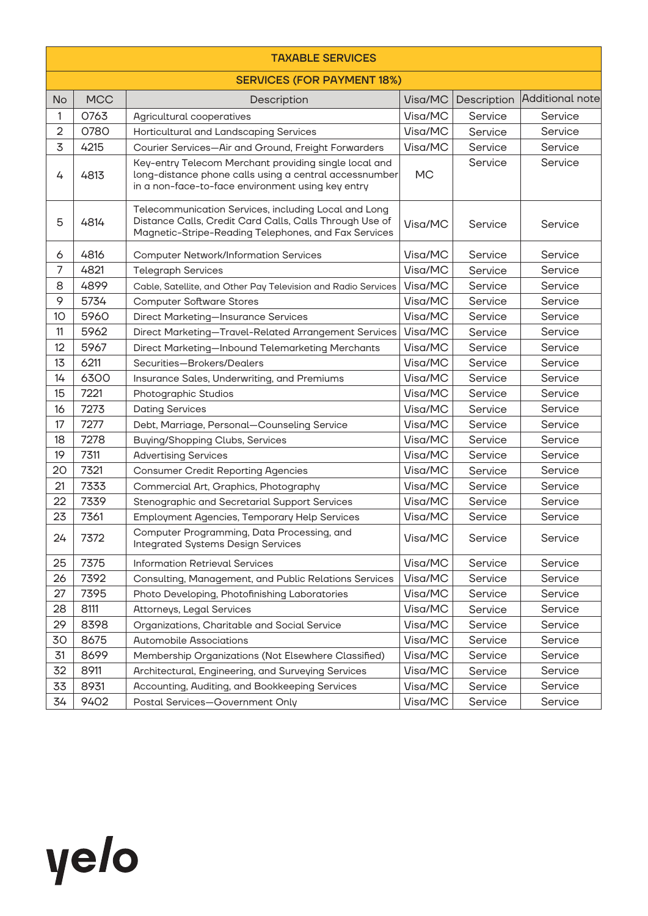| TAXABLE SERVICES | | | | | |
|---|---|---|---|---|---|
| SERVICES (FOR PAYMENT 18%) | | | | | |
| No | MCC | Description | Visa/MC | Description | Additional note |
| 1 | 0763 | Agricultural cooperatives | Visa/MC | Service | Service |
| 2 | 0780 | Horticultural and Landscaping Services | Visa/MC | Service | Service |
| 3 | 4215 | Courier Services—Air and Ground, Freight Forwarders | Visa/MC | Service | Service |
| 4 | 4813 | Key-entry Telecom Merchant providing single local and long-distance phone calls using a central accessnumber in a non-face-to-face environment using key entry | MC | Service | Service |
| 5 | 4814 | Telecommunication Services, including Local and Long Distance Calls, Credit Card Calls, Calls Through Use of Magnetic-Stripe-Reading Telephones, and Fax Services | Visa/MC | Service | Service |
| 6 | 4816 | Computer Network/Information Services | Visa/MC | Service | Service |
| 7 | 4821 | Telegraph Services | Visa/MC | Service | Service |
| 8 | 4899 | Cable, Satellite, and Other Pay Television and Radio Services | Visa/MC | Service | Service |
| 9 | 5734 | Computer Software Stores | Visa/MC | Service | Service |
| 10 | 5960 | Direct Marketing—Insurance Services | Visa/MC | Service | Service |
| 11 | 5962 | Direct Marketing—Travel-Related Arrangement Services | Visa/MC | Service | Service |
| 12 | 5967 | Direct Marketing—Inbound Telemarketing Merchants | Visa/MC | Service | Service |
| 13 | 6211 | Securities—Brokers/Dealers | Visa/MC | Service | Service |
| 14 | 6300 | Insurance Sales, Underwriting, and Premiums | Visa/MC | Service | Service |
| 15 | 7221 | Photographic Studios | Visa/MC | Service | Service |
| 16 | 7273 | Dating Services | Visa/MC | Service | Service |
| 17 | 7277 | Debt, Marriage, Personal—Counseling Service | Visa/MC | Service | Service |
| 18 | 7278 | Buying/Shopping Clubs, Services | Visa/MC | Service | Service |
| 19 | 7311 | Advertising Services | Visa/MC | Service | Service |
| 20 | 7321 | Consumer Credit Reporting Agencies | Visa/MC | Service | Service |
| 21 | 7333 | Commercial Art, Graphics, Photography | Visa/MC | Service | Service |
| 22 | 7339 | Stenographic and Secretarial Support Services | Visa/MC | Service | Service |
| 23 | 7361 | Employment Agencies, Temporary Help Services | Visa/MC | Service | Service |
| 24 | 7372 | Computer Programming, Data Processing, and Integrated Systems Design Services | Visa/MC | Service | Service |
| 25 | 7375 | Information Retrieval Services | Visa/MC | Service | Service |
| 26 | 7392 | Consulting, Management, and Public Relations Services | Visa/MC | Service | Service |
| 27 | 7395 | Photo Developing, Photofinishing Laboratories | Visa/MC | Service | Service |
| 28 | 8111 | Attorneys, Legal Services | Visa/MC | Service | Service |
| 29 | 8398 | Organizations, Charitable and Social Service | Visa/MC | Service | Service |
| 30 | 8675 | Automobile Associations | Visa/MC | Service | Service |
| 31 | 8699 | Membership Organizations (Not Elsewhere Classified) | Visa/MC | Service | Service |
| 32 | 8911 | Architectural, Engineering, and Surveying Services | Visa/MC | Service | Service |
| 33 | 8931 | Accounting, Auditing, and Bookkeeping Services | Visa/MC | Service | Service |
| 34 | 9402 | Postal Services—Government Only | Visa/MC | Service | Service |

yelo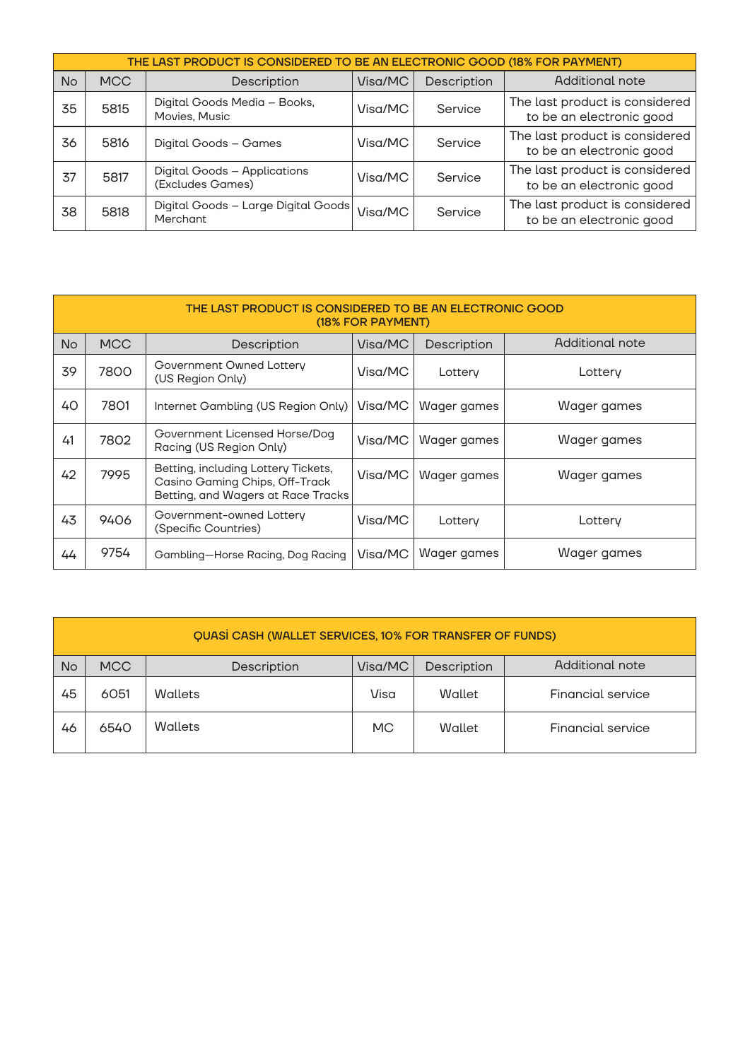| THE LAST PRODUCT IS CONSIDERED TO BE AN ELECTRONIC GOOD (18% FOR PAYMENT) | | | | | |
|---|---|---|---|---|---|
| No | MCC | Description | Visa/MC | Description | Additional note |
| 35 | 5815 | Digital Goods Media – Books, Movies, Music | Visa/MC | Service | The last product is considered to be an electronic good |
| 36 | 5816 | Digital Goods – Games | Visa/MC | Service | The last product is considered to be an electronic good |
| 37 | 5817 | Digital Goods – Applications (Excludes Games) | Visa/MC | Service | The last product is considered to be an electronic good |
| 38 | 5818 | Digital Goods – Large Digital Goods Merchant | Visa/MC | Service | The last product is considered to be an electronic good |

| THE LAST PRODUCT IS CONSIDERED TO BE AN ELECTRONIC GOOD (18% FOR PAYMENT) | | | | | |
|---|---|---|---|---|---|
| No | MCC | Description | Visa/MC | Description | Additional note |
| 39 | 7800 | Government Owned Lottery (US Region Only) | Visa/MC | Lottery | Lottery |
| 40 | 7801 | Internet Gambling (US Region Only) | Visa/MC | Wager games | Wager games |
| 41 | 7802 | Government Licensed Horse/Dog Racing (US Region Only) | Visa/MC | Wager games | Wager games |
| 42 | 7995 | Betting, including Lottery Tickets, Casino Gaming Chips, Off-Track Betting, and Wagers at Race Tracks | Visa/MC | Wager games | Wager games |
| 43 | 9406 | Government-owned Lottery (Specific Countries) | Visa/MC | Lottery | Lottery |
| 44 | 9754 | Gambling—Horse Racing, Dog Racing | Visa/MC | Wager games | Wager games |

| QUASİ CASH (WALLET SERVICES, 10% FOR TRANSFER OF FUNDS) | | | | | |
|---|---|---|---|---|---|
| No | MCC | Description | Visa/MC | Description | Additional note |
| 45 | 6051 | Wallets | Visa | Wallet | Financial service |
| 46 | 6540 | Wallets | MC | Wallet | Financial service |